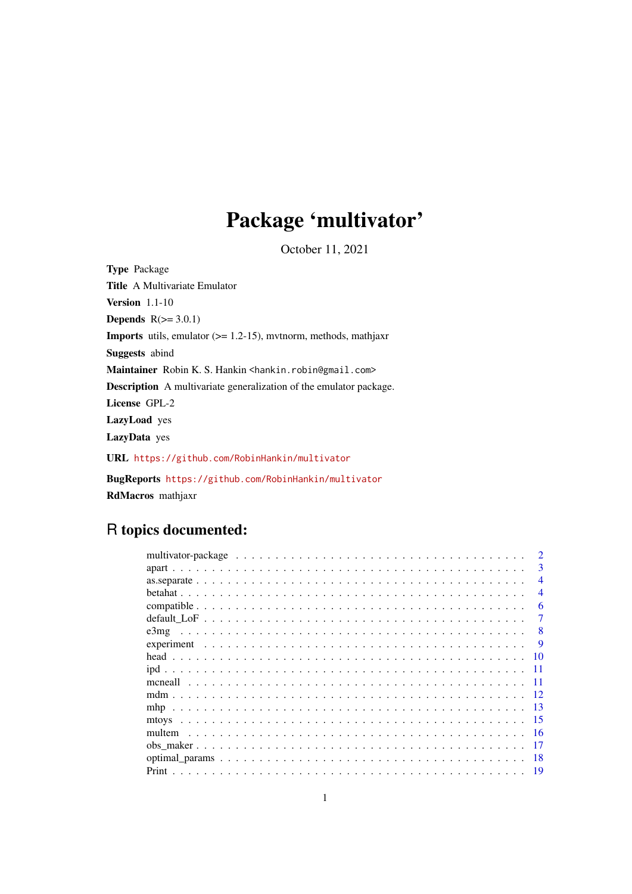# Package 'multivator'

October 11, 2021

**Type** Package

**Title** A Multivariate Emulator

**Version** 1.1-10

**Depends** R(>= 3.0.1)

**Imports** utils, emulator (>= 1.2-15), mvtnorm, methods, mathjaxr

**Suggests** abind

**Maintainer** Robin K. S. Hankin <hankin.robin@gmail.com>

**Description** A multivariate generalization of the emulator package.

**License** GPL-2

**LazyLoad** yes

**LazyData** yes

**URL** https://github.com/RobinHankin/multivator

**BugReports** https://github.com/RobinHankin/multivator

**RdMacros** mathjaxr

## R topics documented:

| | |
|---|---|
| multivator-package | 2 |
| apart | 3 |
| as.separate | 4 |
| betahat | 4 |
| compatible | 6 |
| default_LoF | 7 |
| e3mg | 8 |
| experiment | 9 |
| head | 10 |
| ipd | 11 |
| mcneall | 11 |
| mdm | 12 |
| mhp | 13 |
| mtoys | 15 |
| multem | 16 |
| obs_maker | 17 |
| optimal_params | 18 |
| Print | 19 |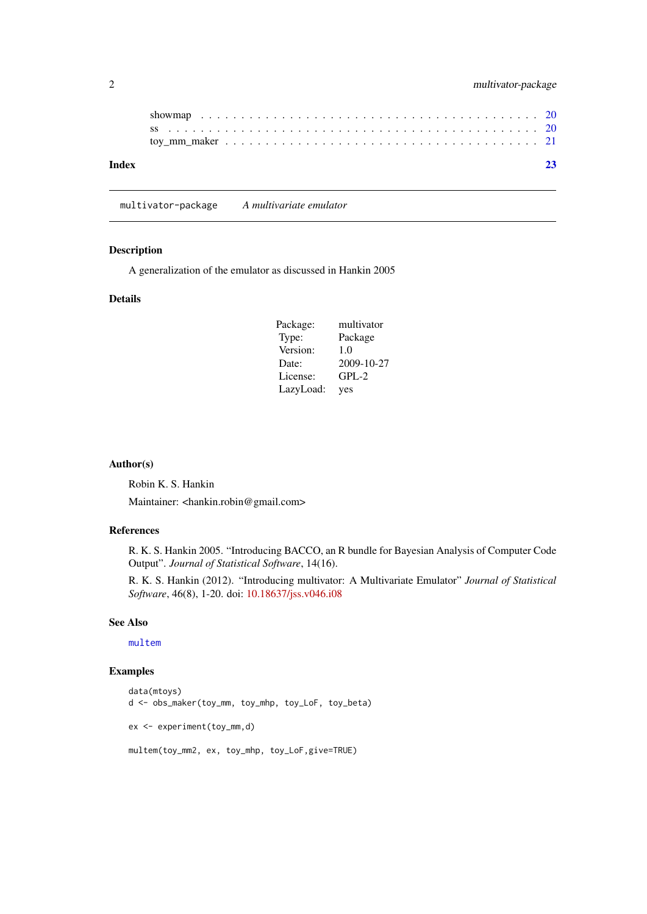showmap . . . . . . . . . . . . . . . . . . . . . . . . . . . . . . . . . . . . . . . . 20
ss . . . . . . . . . . . . . . . . . . . . . . . . . . . . . . . . . . . . . . . . . . . 20
toy_mm_maker . . . . . . . . . . . . . . . . . . . . . . . . . . . . . . . . . . . . . 21

**Index** **23**

---

multivator-package &nbsp;&nbsp;&nbsp; *A multivariate emulator*

---

## Description

A generalization of the emulator as discussed in Hankin 2005

## Details

| | |
|---|---|
| Package: | multivator |
| Type: | Package |
| Version: | 1.0 |
| Date: | 2009-10-27 |
| License: | GPL-2 |
| LazyLoad: | yes |

## Author(s)

Robin K. S. Hankin

Maintainer: <hankin.robin@gmail.com>

## References

R. K. S. Hankin 2005. "Introducing BACCO, an R bundle for Bayesian Analysis of Computer Code Output". *Journal of Statistical Software*, 14(16).

R. K. S. Hankin (2012). "Introducing multivator: A Multivariate Emulator" *Journal of Statistical Software*, 46(8), 1-20. doi: 10.18637/jss.v046.i08

## See Also

multem

## Examples

```
data(mtoys)
d <- obs_maker(toy_mm, toy_mhp, toy_LoF, toy_beta)

ex <- experiment(toy_mm,d)

multem(toy_mm2, ex, toy_mhp, toy_LoF,give=TRUE)
```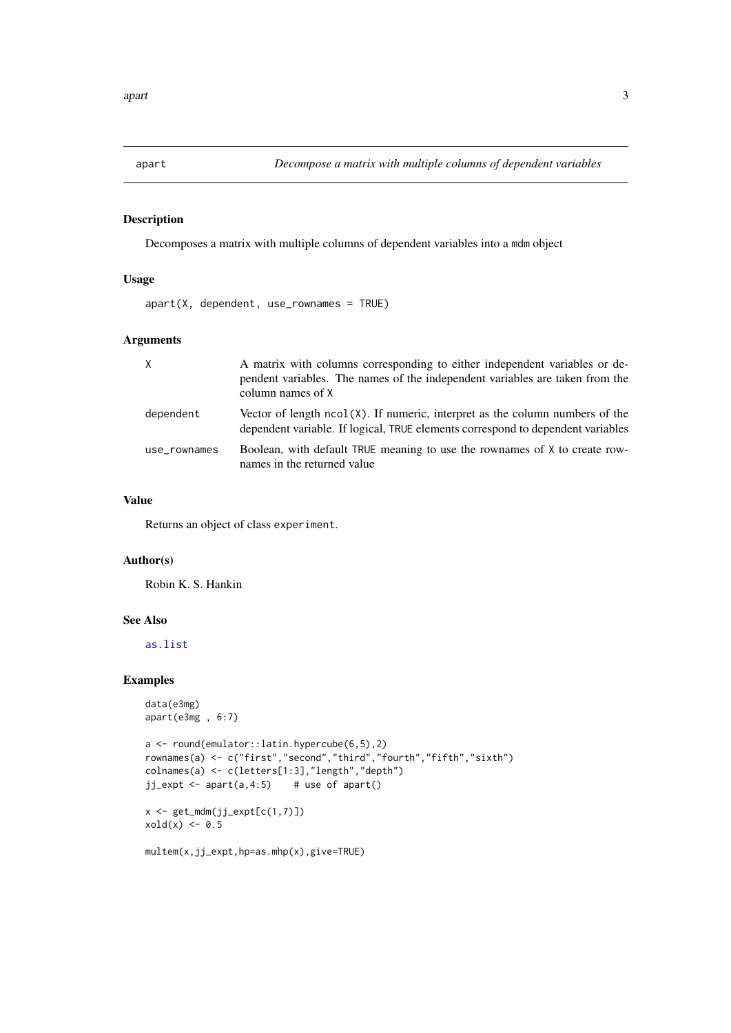## apart — *Decompose a matrix with multiple columns of dependent variables*

### Description

Decomposes a matrix with multiple columns of dependent variables into a `mdm` object

### Usage

```
apart(X, dependent, use_rownames = TRUE)
```

### Arguments

| | |
|---|---|
| `X` | A matrix with columns corresponding to either independent variables or dependent variables. The names of the independent variables are taken from the column names of `X` |
| `dependent` | Vector of length `ncol(X)`. If numeric, interpret as the column numbers of the dependent variable. If logical, `TRUE` elements correspond to dependent variables |
| `use_rownames` | Boolean, with default `TRUE` meaning to use the rownames of `X` to create rownames in the returned value |

### Value

Returns an object of class `experiment`.

### Author(s)

Robin K. S. Hankin

### See Also

`as.list`

### Examples

```
data(e3mg)
apart(e3mg , 6:7)

a <- round(emulator::latin.hypercube(6,5),2)
rownames(a) <- c("first","second","third","fourth","fifth","sixth")
colnames(a) <- c(letters[1:3],"length","depth")
jj_expt <- apart(a,4:5)    # use of apart()

x <- get_mdm(jj_expt[c(1,7)])
xold(x) <- 0.5

multem(x,jj_expt,hp=as.mhp(x),give=TRUE)
```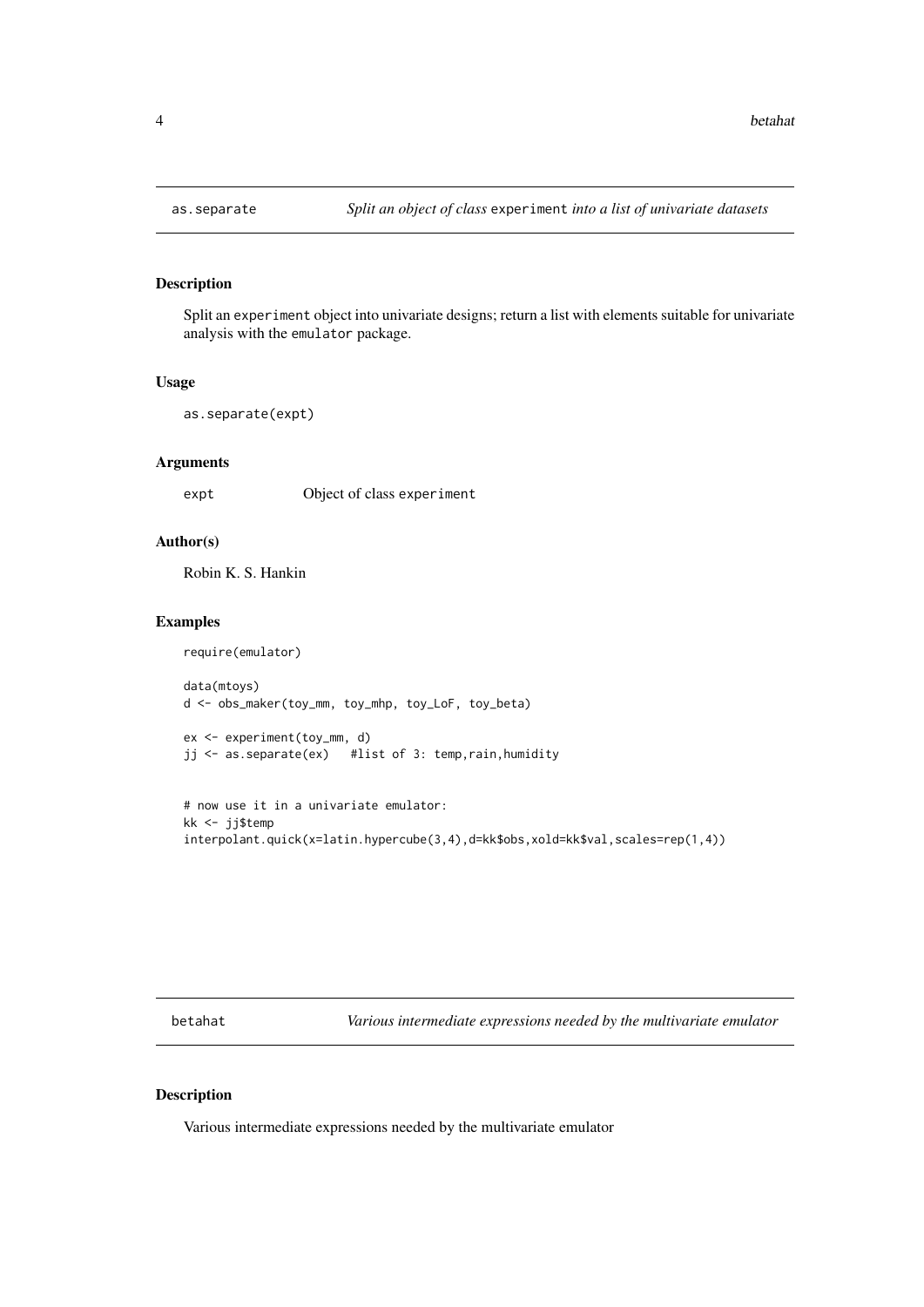## as.separate — *Split an object of class* `experiment` *into a list of univariate datasets*

### Description

Split an `experiment` object into univariate designs; return a list with elements suitable for univariate analysis with the `emulator` package.

### Usage

```
as.separate(expt)
```

### Arguments

`expt` Object of class `experiment`

### Author(s)

Robin K. S. Hankin

### Examples

```
require(emulator)

data(mtoys)
d <- obs_maker(toy_mm, toy_mhp, toy_LoF, toy_beta)

ex <- experiment(toy_mm, d)
jj <- as.separate(ex)   #list of 3: temp,rain,humidity


# now use it in a univariate emulator:
kk <- jj$temp
interpolant.quick(x=latin.hypercube(3,4),d=kk$obs,xold=kk$val,scales=rep(1,4))
```

## betahat — *Various intermediate expressions needed by the multivariate emulator*

### Description

Various intermediate expressions needed by the multivariate emulator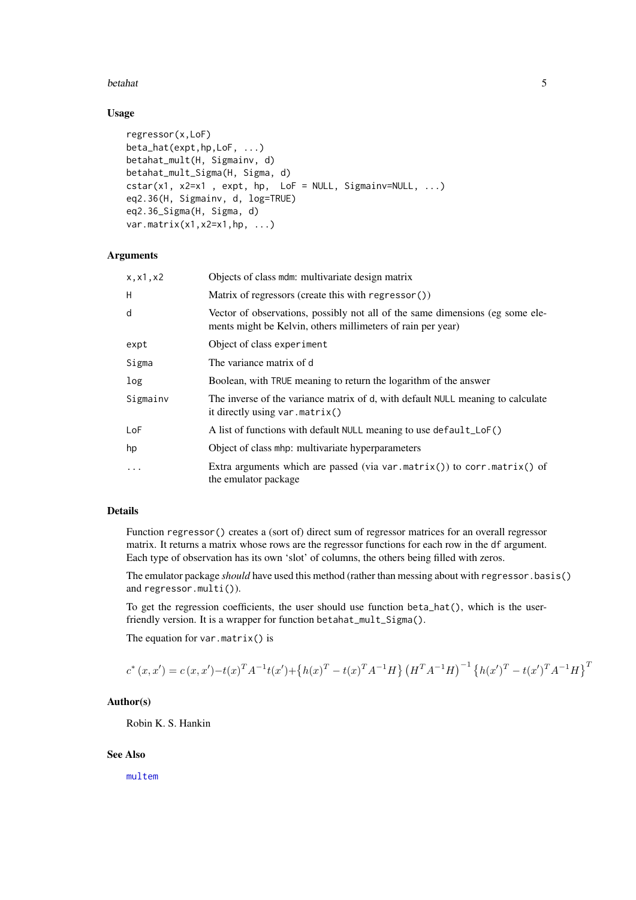## Usage

```
regressor(x,LoF)
beta_hat(expt,hp,LoF, ...)
betahat_mult(H, Sigmainv, d)
betahat_mult_Sigma(H, Sigma, d)
cstar(x1, x2=x1 , expt, hp,  LoF = NULL, Sigmainv=NULL, ...)
eq2.36(H, Sigmainv, d, log=TRUE)
eq2.36_Sigma(H, Sigma, d)
var.matrix(x1,x2=x1,hp, ...)
```

## Arguments

| | |
|---|---|
| `x,x1,x2` | Objects of class `mdm`: multivariate design matrix |
| `H` | Matrix of regressors (create this with `regressor()`) |
| `d` | Vector of observations, possibly not all of the same dimensions (eg some elements might be Kelvin, others millimeters of rain per year) |
| `expt` | Object of class `experiment` |
| `Sigma` | The variance matrix of `d` |
| `log` | Boolean, with `TRUE` meaning to return the logarithm of the answer |
| `Sigmainv` | The inverse of the variance matrix of `d`, with default `NULL` meaning to calculate it directly using `var.matrix()` |
| `LoF` | A list of functions with default `NULL` meaning to use `default_LoF()` |
| `hp` | Object of class `mhp`: multivariate hyperparameters |
| `...` | Extra arguments which are passed (via `var.matrix()`) to `corr.matrix()` of the emulator package |

## Details

Function `regressor()` creates a (sort of) direct sum of regressor matrices for an overall regressor matrix. It returns a matrix whose rows are the regressor functions for each row in the `df` argument. Each type of observation has its own 'slot' of columns, the others being filled with zeros.

The emulator package *should* have used this method (rather than messing about with `regressor.basis()` and `regressor.multi()`).

To get the regression coefficients, the user should use function `beta_hat()`, which is the user-friendly version. It is a wrapper for function `betahat_mult_Sigma()`.

The equation for `var.matrix()` is

$$c^*(x, x') = c(x, x') - t(x)^T A^{-1} t(x') + \left\{h(x)^T - t(x)^T A^{-1} H\right\} \left(H^T A^{-1} H\right)^{-1} \left\{h(x')^T - t(x')^T A^{-1} H\right\}^T$$

## Author(s)

Robin K. S. Hankin

## See Also

`multem`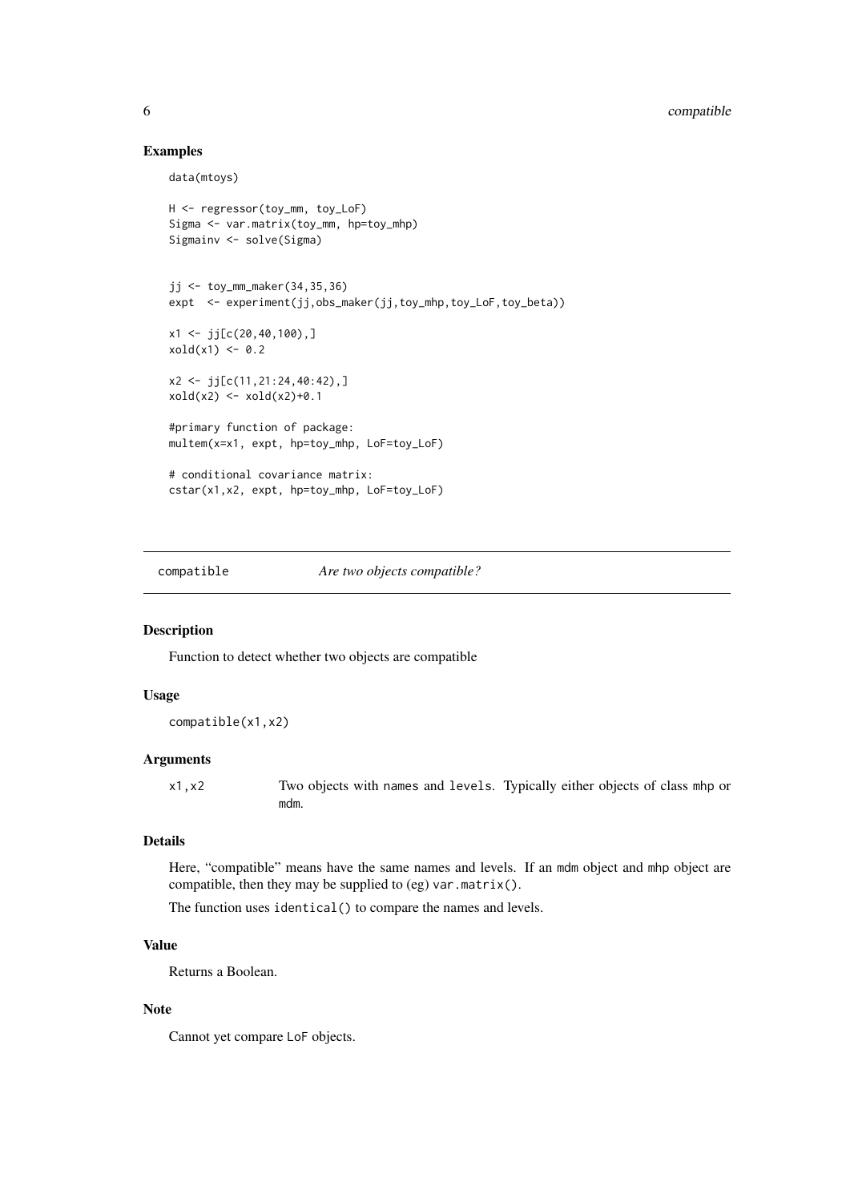## Examples

```
data(mtoys)

H <- regressor(toy_mm, toy_LoF)
Sigma <- var.matrix(toy_mm, hp=toy_mhp)
Sigmainv <- solve(Sigma)


jj <- toy_mm_maker(34,35,36)
expt  <- experiment(jj,obs_maker(jj,toy_mhp,toy_LoF,toy_beta))

x1 <- jj[c(20,40,100),]
xold(x1) <- 0.2

x2 <- jj[c(11,21:24,40:42),]
xold(x2) <- xold(x2)+0.1

#primary function of package:
multem(x=x1, expt, hp=toy_mhp, LoF=toy_LoF)

# conditional covariance matrix:
cstar(x1,x2, expt, hp=toy_mhp, LoF=toy_LoF)
```

---

# compatible *Are two objects compatible?*

---

## Description

Function to detect whether two objects are compatible

## Usage

```
compatible(x1,x2)
```

## Arguments

| | |
|---|---|
| x1,x2 | Two objects with names and levels. Typically either objects of class mhp or mdm. |

## Details

Here, "compatible" means have the same names and levels. If an mdm object and mhp object are compatible, then they may be supplied to (eg) var.matrix().

The function uses identical() to compare the names and levels.

## Value

Returns a Boolean.

## Note

Cannot yet compare LoF objects.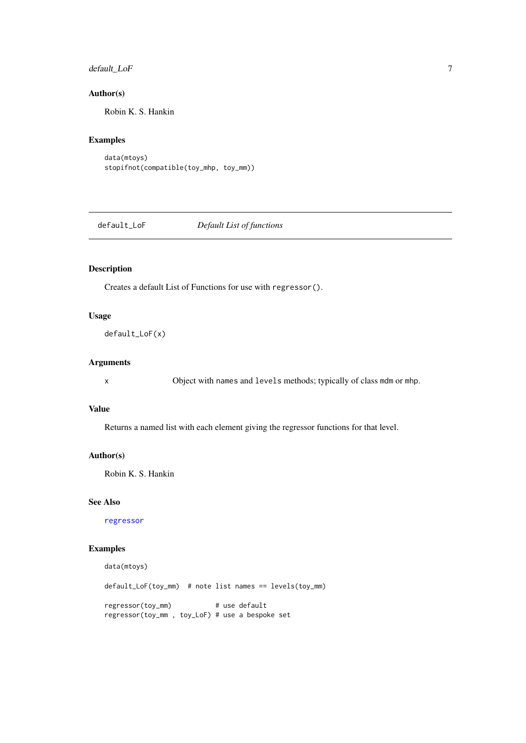### Author(s)

Robin K. S. Hankin

### Examples

```
data(mtoys)
stopifnot(compatible(toy_mhp, toy_mm))
```

---

## default_LoF *Default List of functions*

---

### Description

Creates a default List of Functions for use with `regressor()`.

### Usage

```
default_LoF(x)
```

### Arguments

| | |
|---|---|
| `x` | Object with `names` and `levels` methods; typically of class `mdm` or `mhp`. |

### Value

Returns a named list with each element giving the regressor functions for that level.

### Author(s)

Robin K. S. Hankin

### See Also

`regressor`

### Examples

```
data(mtoys)

default_LoF(toy_mm)  # note list names == levels(toy_mm)

regressor(toy_mm)           # use default
regressor(toy_mm , toy_LoF) # use a bespoke set
```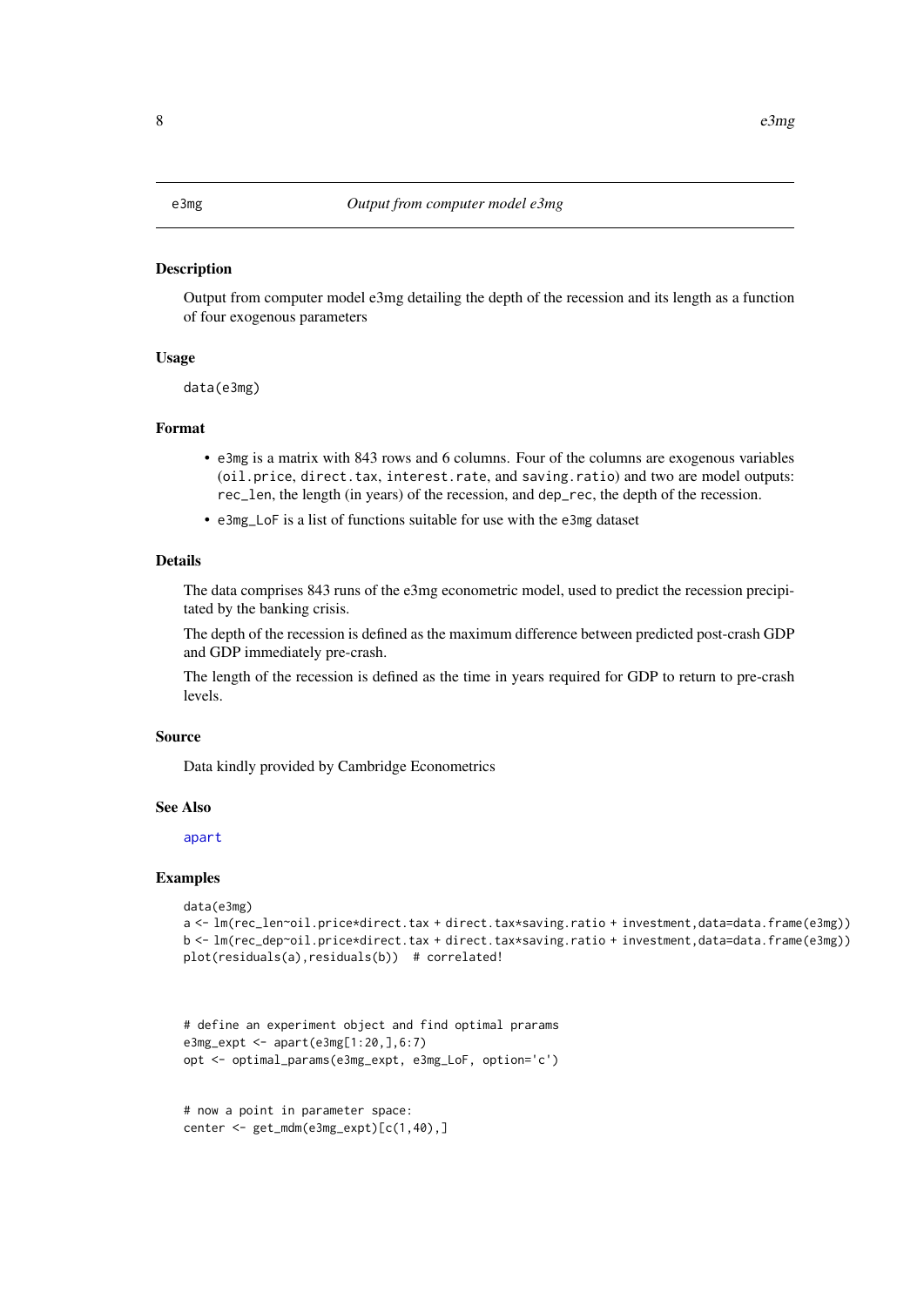# e3mg — *Output from computer model e3mg*

## Description

Output from computer model e3mg detailing the depth of the recession and its length as a function of four exogenous parameters

## Usage

```
data(e3mg)
```

## Format

- `e3mg` is a matrix with 843 rows and 6 columns. Four of the columns are exogenous variables (`oil.price`, `direct.tax`, `interest.rate`, and `saving.ratio`) and two are model outputs: `rec_len`, the length (in years) of the recession, and `dep_rec`, the depth of the recession.
- `e3mg_LoF` is a list of functions suitable for use with the `e3mg` dataset

## Details

The data comprises 843 runs of the e3mg econometric model, used to predict the recession precipitated by the banking crisis.

The depth of the recession is defined as the maximum difference between predicted post-crash GDP and GDP immediately pre-crash.

The length of the recession is defined as the time in years required for GDP to return to pre-crash levels.

## Source

Data kindly provided by Cambridge Econometrics

## See Also

`apart`

## Examples

```
data(e3mg)
a <- lm(rec_len~oil.price*direct.tax + direct.tax*saving.ratio + investment,data=data.frame(e3mg))
b <- lm(rec_dep~oil.price*direct.tax + direct.tax*saving.ratio + investment,data=data.frame(e3mg))
plot(residuals(a),residuals(b))  # correlated!



# define an experiment object and find optimal prarams
e3mg_expt <- apart(e3mg[1:20,],6:7)
opt <- optimal_params(e3mg_expt, e3mg_LoF, option='c')


# now a point in parameter space:
center <- get_mdm(e3mg_expt)[c(1,40),]
```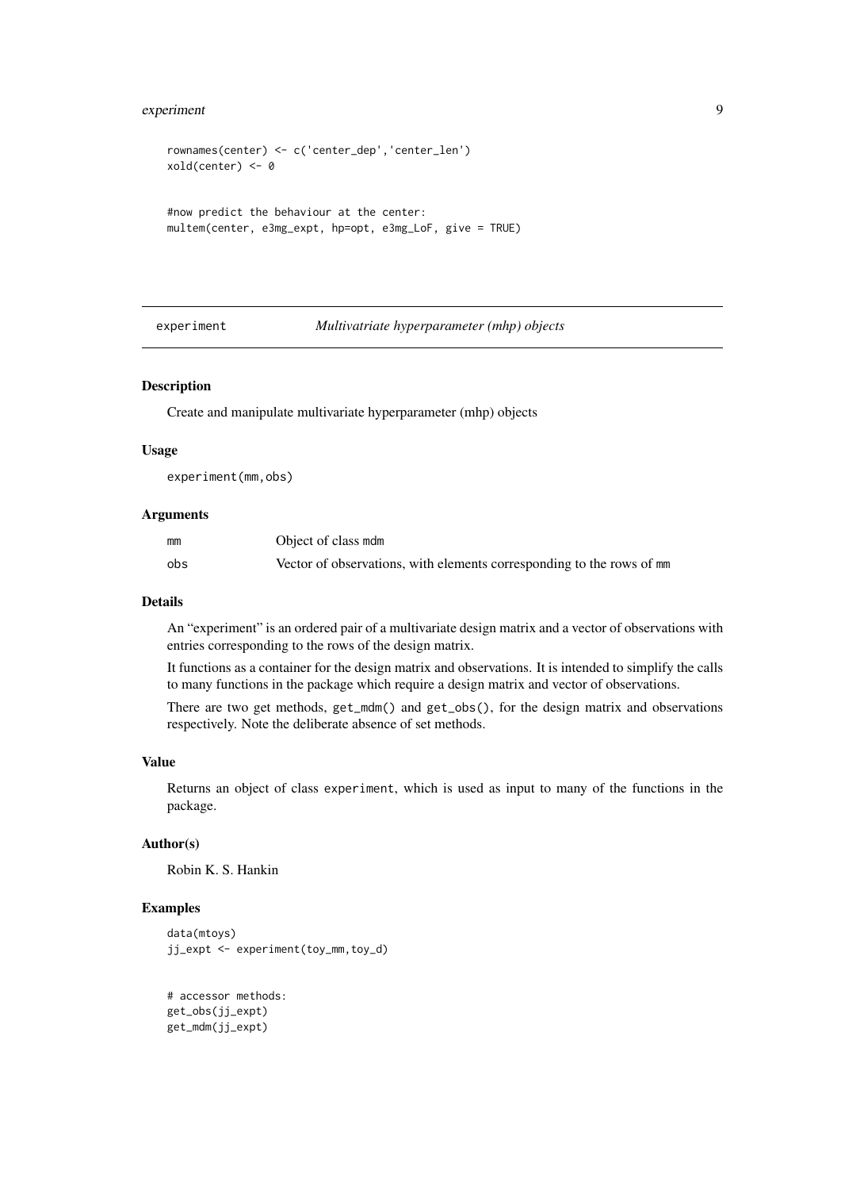```
rownames(center) <- c('center_dep','center_len')
xold(center) <- 0


#now predict the behaviour at the center:
multem(center, e3mg_expt, hp=opt, e3mg_LoF, give = TRUE)
```

---

## experiment — *Multivatriate hyperparameter (mhp) objects*

### Description

Create and manipulate multivariate hyperparameter (mhp) objects

### Usage

```
experiment(mm,obs)
```

### Arguments

| | |
|---|---|
| `mm` | Object of class `mdm` |
| `obs` | Vector of observations, with elements corresponding to the rows of `mm` |

### Details

An "experiment" is an ordered pair of a multivariate design matrix and a vector of observations with entries corresponding to the rows of the design matrix.

It functions as a container for the design matrix and observations. It is intended to simplify the calls to many functions in the package which require a design matrix and vector of observations.

There are two get methods, `get_mdm()` and `get_obs()`, for the design matrix and observations respectively. Note the deliberate absence of set methods.

### Value

Returns an object of class `experiment`, which is used as input to many of the functions in the package.

### Author(s)

Robin K. S. Hankin

### Examples

```
data(mtoys)
jj_expt <- experiment(toy_mm,toy_d)


# accessor methods:
get_obs(jj_expt)
get_mdm(jj_expt)
```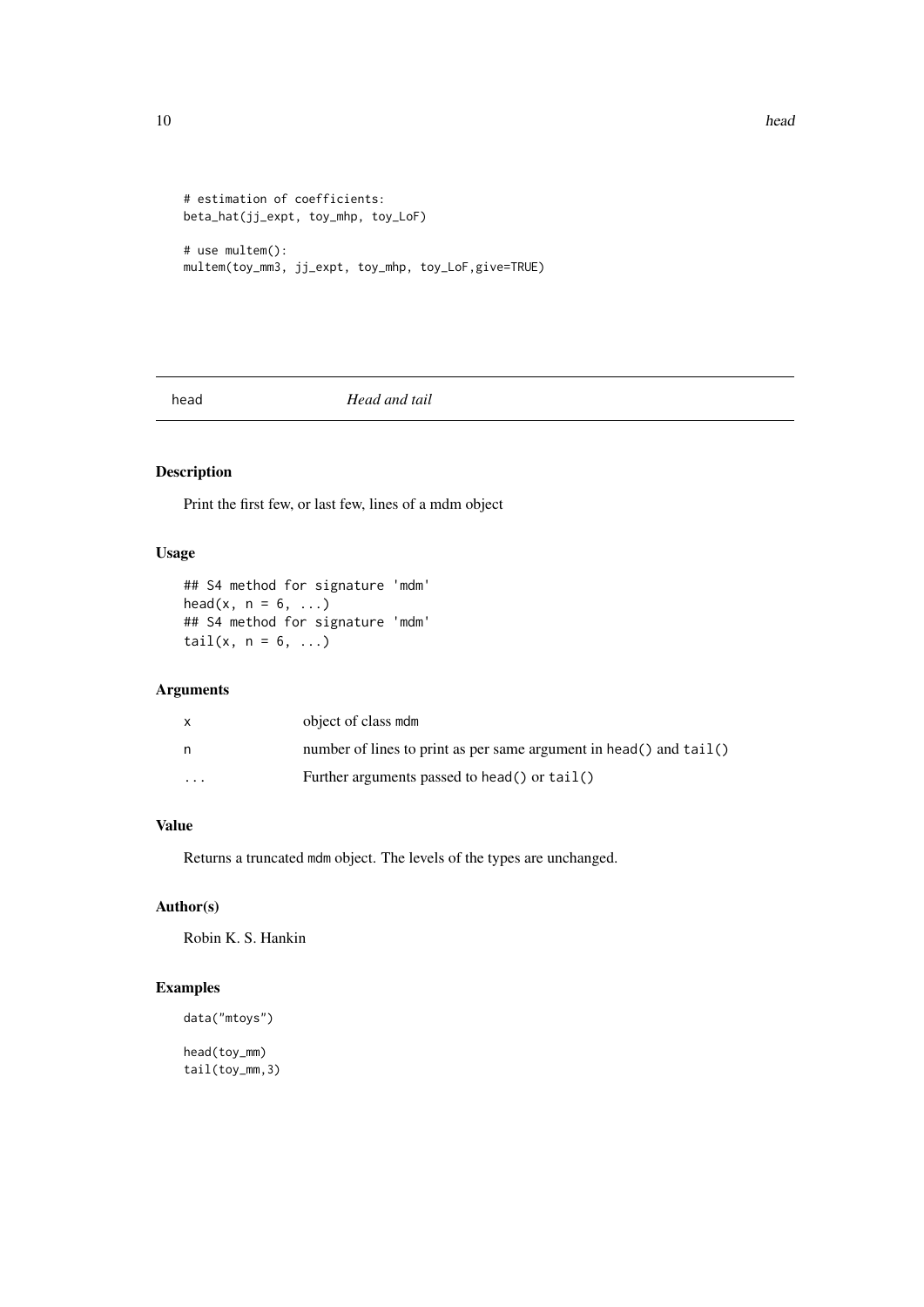```
# estimation of coefficients:
beta_hat(jj_expt, toy_mhp, toy_LoF)

# use multem():
multem(toy_mm3, jj_expt, toy_mhp, toy_LoF,give=TRUE)
```

## head *Head and tail*

### Description

Print the first few, or last few, lines of a mdm object

### Usage

```
## S4 method for signature 'mdm'
head(x, n = 6, ...)
## S4 method for signature 'mdm'
tail(x, n = 6, ...)
```

### Arguments

| | |
|---|---|
| x | object of class mdm |
| n | number of lines to print as per same argument in head() and tail() |
| ... | Further arguments passed to head() or tail() |

### Value

Returns a truncated mdm object. The levels of the types are unchanged.

### Author(s)

Robin K. S. Hankin

### Examples

```
data("mtoys")

head(toy_mm)
tail(toy_mm,3)
```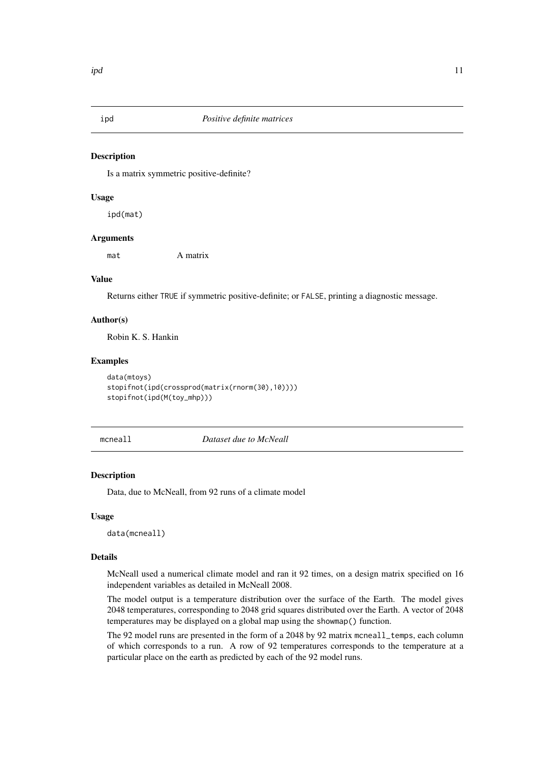## ipd — *Positive definite matrices*

### Description

Is a matrix symmetric positive-definite?

### Usage

```
ipd(mat)
```

### Arguments

| | |
|---|---|
| `mat` | A matrix |

### Value

Returns either `TRUE` if symmetric positive-definite; or `FALSE`, printing a diagnostic message.

### Author(s)

Robin K. S. Hankin

### Examples

```
data(mtoys)
stopifnot(ipd(crossprod(matrix(rnorm(30),10))))
stopifnot(ipd(M(toy_mhp)))
```

## mcneall — *Dataset due to McNeall*

### Description

Data, due to McNeall, from 92 runs of a climate model

### Usage

```
data(mcneall)
```

### Details

McNeall used a numerical climate model and ran it 92 times, on a design matrix specified on 16 independent variables as detailed in McNeall 2008.

The model output is a temperature distribution over the surface of the Earth. The model gives 2048 temperatures, corresponding to 2048 grid squares distributed over the Earth. A vector of 2048 temperatures may be displayed on a global map using the `showmap()` function.

The 92 model runs are presented in the form of a 2048 by 92 matrix `mcneall_temps`, each column of which corresponds to a run. A row of 92 temperatures corresponds to the temperature at a particular place on the earth as predicted by each of the 92 model runs.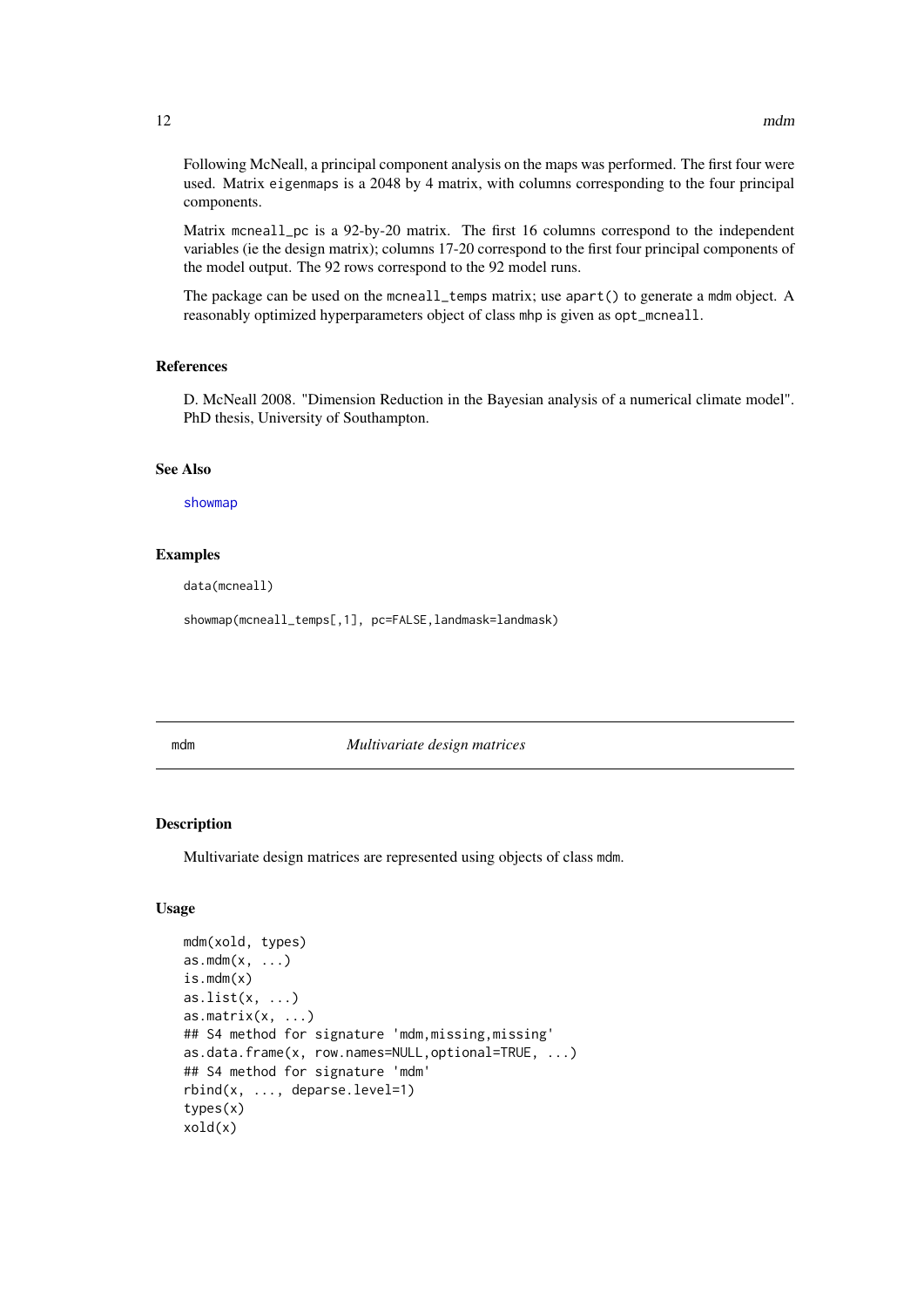Following McNeall, a principal component analysis on the maps was performed. The first four were used. Matrix `eigenmaps` is a 2048 by 4 matrix, with columns corresponding to the four principal components.

Matrix `mcneall_pc` is a 92-by-20 matrix. The first 16 columns correspond to the independent variables (ie the design matrix); columns 17-20 correspond to the first four principal components of the model output. The 92 rows correspond to the 92 model runs.

The package can be used on the `mcneall_temps` matrix; use `apart()` to generate a `mdm` object. A reasonably optimized hyperparameters object of class `mhp` is given as `opt_mcneall`.

### References

D. McNeall 2008. "Dimension Reduction in the Bayesian analysis of a numerical climate model". PhD thesis, University of Southampton.

### See Also

showmap

### Examples

```
data(mcneall)

showmap(mcneall_temps[,1], pc=FALSE,landmask=landmask)
```

---

## mdm *Multivariate design matrices*

---

### Description

Multivariate design matrices are represented using objects of class `mdm`.

### Usage

```
mdm(xold, types)
as.mdm(x, ...)
is.mdm(x)
as.list(x, ...)
as.matrix(x, ...)
## S4 method for signature 'mdm,missing,missing'
as.data.frame(x, row.names=NULL,optional=TRUE, ...)
## S4 method for signature 'mdm'
rbind(x, ..., deparse.level=1)
types(x)
xold(x)
```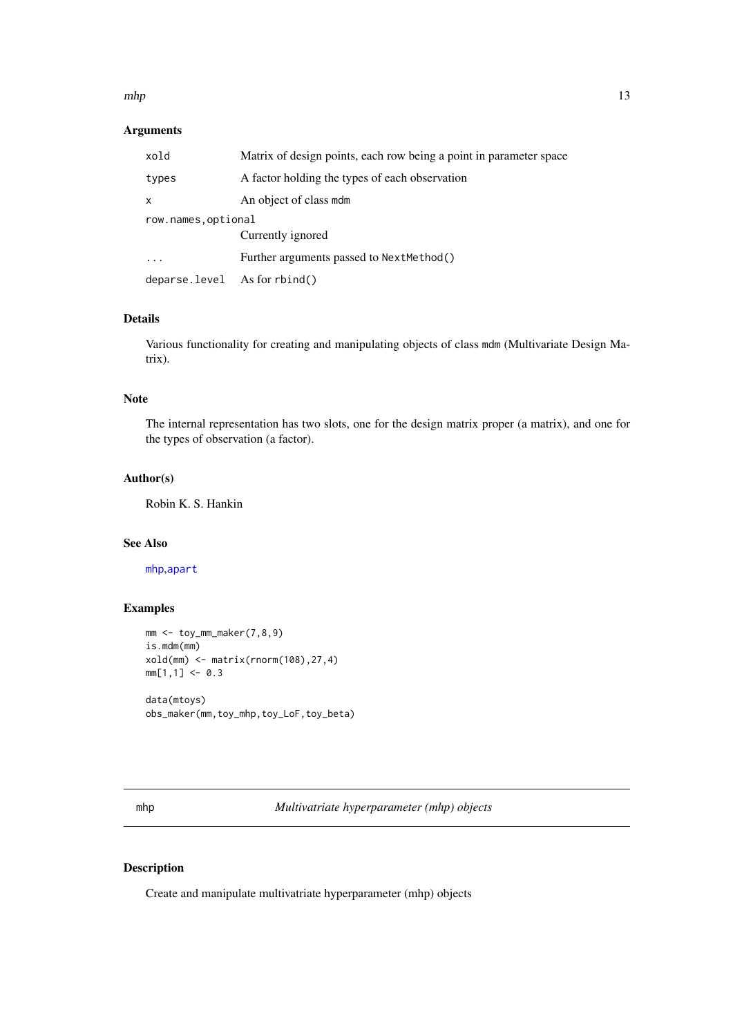### Arguments

| | |
|---|---|
| `xold` | Matrix of design points, each row being a point in parameter space |
| `types` | A factor holding the types of each observation |
| `x` | An object of class `mdm` |
| `row.names,optional` | Currently ignored |
| `...` | Further arguments passed to `NextMethod()` |
| `deparse.level` | As for `rbind()` |

### Details

Various functionality for creating and manipulating objects of class `mdm` (Multivariate Design Matrix).

### Note

The internal representation has two slots, one for the design matrix proper (a matrix), and one for the types of observation (a factor).

### Author(s)

Robin K. S. Hankin

### See Also

`mhp`,`apart`

### Examples

```
mm <- toy_mm_maker(7,8,9)
is.mdm(mm)
xold(mm) <- matrix(rnorm(108),27,4)
mm[1,1] <- 0.3

data(mtoys)
obs_maker(mm,toy_mhp,toy_LoF,toy_beta)
```

---

## mhp — *Multivatriate hyperparameter (mhp) objects*

---

### Description

Create and manipulate multivatriate hyperparameter (mhp) objects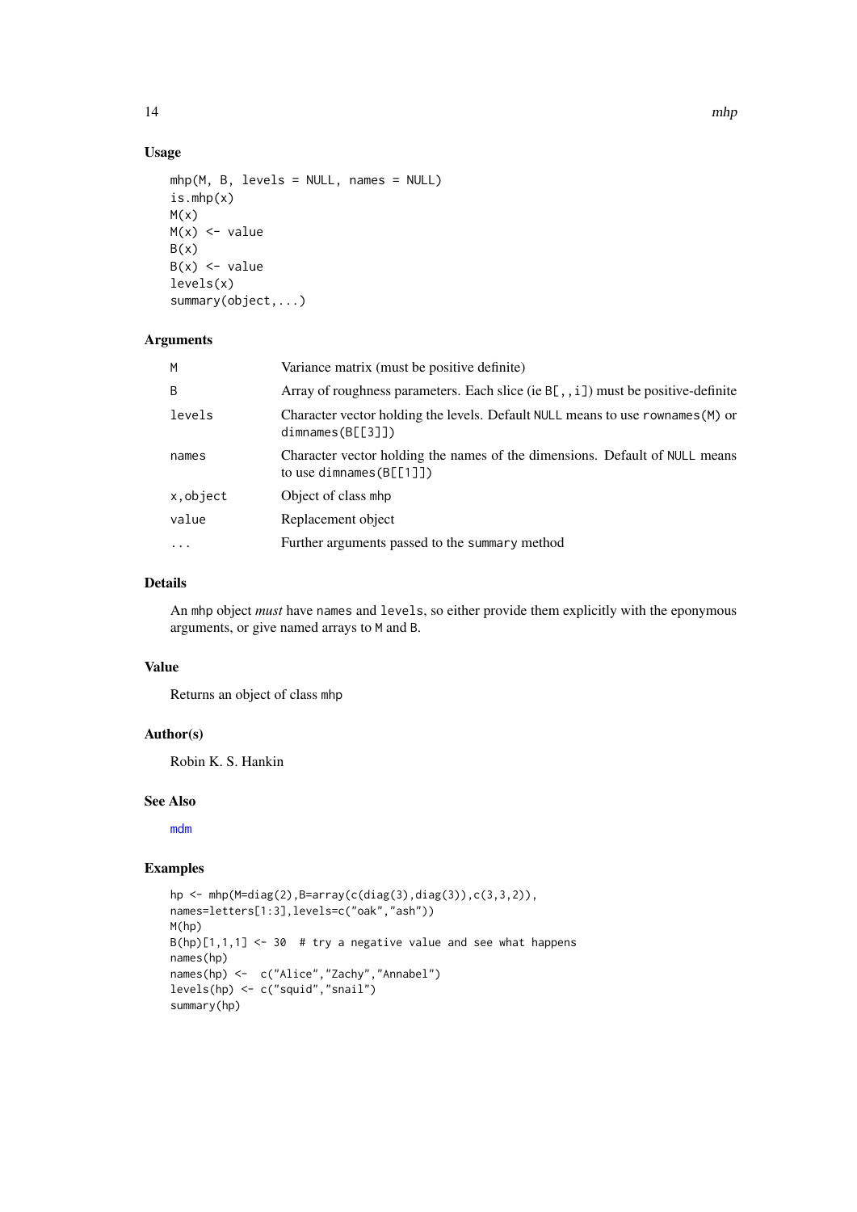### Usage

```
mhp(M, B, levels = NULL, names = NULL)
is.mhp(x)
M(x)
M(x) <- value
B(x)
B(x) <- value
levels(x)
summary(object,...)
```

### Arguments

| | |
|---|---|
| M | Variance matrix (must be positive definite) |
| B | Array of roughness parameters. Each slice (ie `B[,,i]`) must be positive-definite |
| levels | Character vector holding the levels. Default `NULL` means to use `rownames(M)` or `dimnames(B[[3]])` |
| names | Character vector holding the names of the dimensions. Default of `NULL` means to use `dimnames(B[[1]])` |
| x,object | Object of class `mhp` |
| value | Replacement object |
| ... | Further arguments passed to the `summary` method |

### Details

An `mhp` object *must* have `names` and `levels`, so either provide them explicitly with the eponymous arguments, or give named arrays to `M` and `B`.

### Value

Returns an object of class `mhp`

### Author(s)

Robin K. S. Hankin

### See Also

`mdm`

### Examples

```
hp <- mhp(M=diag(2),B=array(c(diag(3),diag(3)),c(3,3,2)),
names=letters[1:3],levels=c("oak","ash"))
M(hp)
B(hp)[1,1,1] <- 30  # try a negative value and see what happens
names(hp)
names(hp) <-  c("Alice","Zachy","Annabel")
levels(hp) <- c("squid","snail")
summary(hp)
```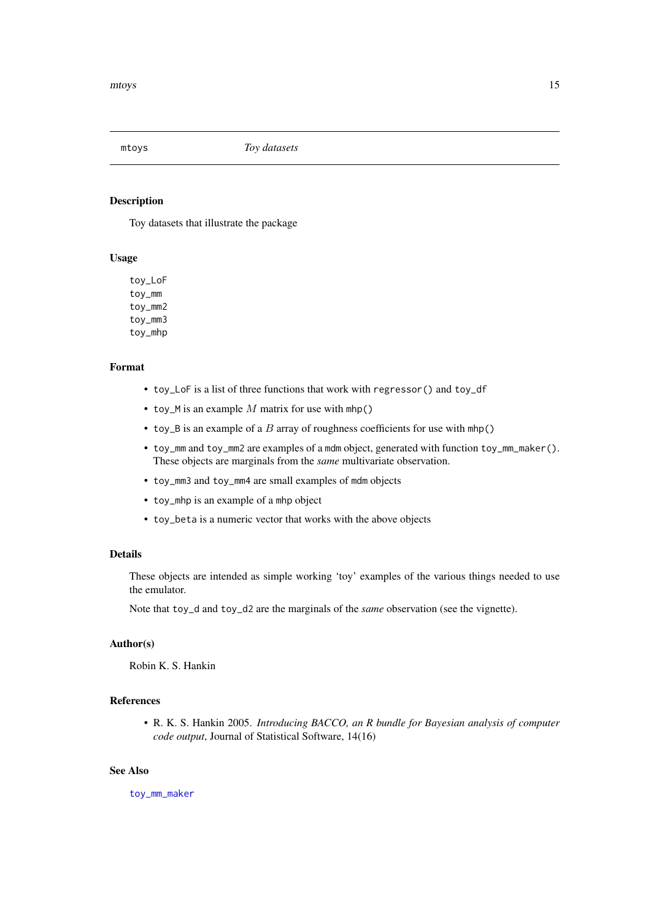## mtoys — *Toy datasets*

### Description

Toy datasets that illustrate the package

### Usage

```
toy_LoF
toy_mm
toy_mm2
toy_mm3
toy_mhp
```

### Format

- `toy_LoF` is a list of three functions that work with `regressor()` and `toy_df`
- `toy_M` is an example $M$ matrix for use with `mhp()`
- `toy_B` is an example of a $B$ array of roughness coefficients for use with `mhp()`
- `toy_mm` and `toy_mm2` are examples of a `mdm` object, generated with function `toy_mm_maker()`. These objects are marginals from the *same* multivariate observation.
- `toy_mm3` and `toy_mm4` are small examples of `mdm` objects
- `toy_mhp` is an example of a `mhp` object
- `toy_beta` is a numeric vector that works with the above objects

### Details

These objects are intended as simple working 'toy' examples of the various things needed to use the emulator.

Note that `toy_d` and `toy_d2` are the marginals of the *same* observation (see the vignette).

### Author(s)

Robin K. S. Hankin

### References

- R. K. S. Hankin 2005. *Introducing BACCO, an R bundle for Bayesian analysis of computer code output*, Journal of Statistical Software, 14(16)

### See Also

`toy_mm_maker`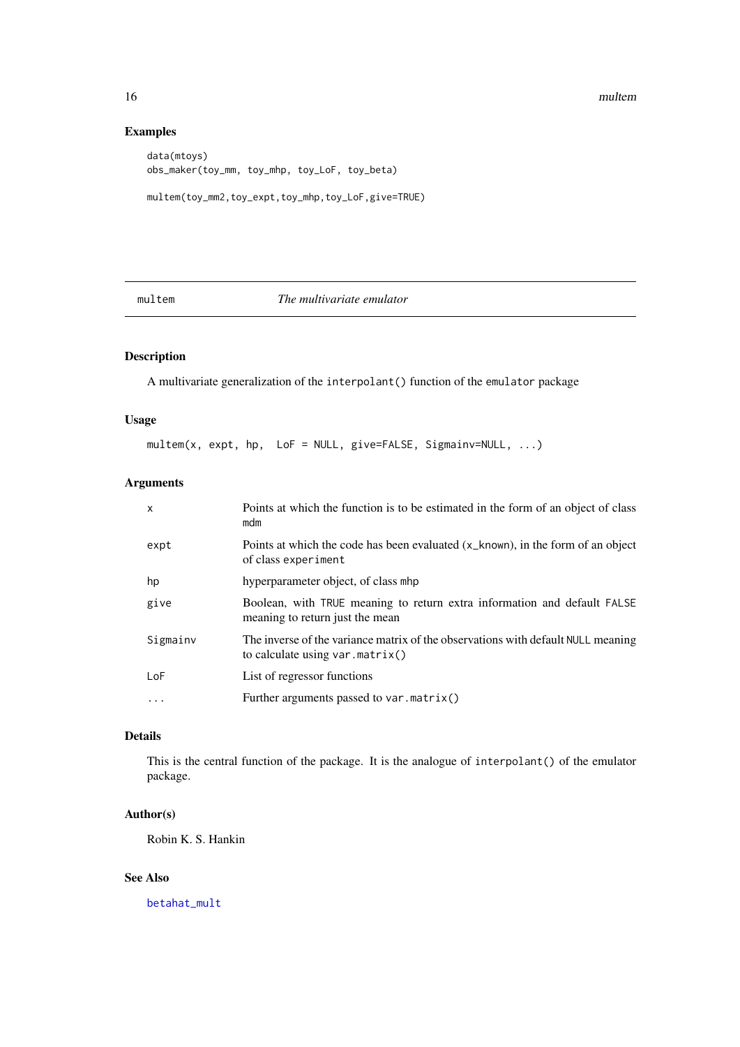### Examples

```
data(mtoys)
obs_maker(toy_mm, toy_mhp, toy_LoF, toy_beta)

multem(toy_mm2,toy_expt,toy_mhp,toy_LoF,give=TRUE)
```

---

## multem — *The multivariate emulator*

---

### Description

A multivariate generalization of the `interpolant()` function of the `emulator` package

### Usage

```
multem(x, expt, hp,  LoF = NULL, give=FALSE, Sigmainv=NULL, ...)
```

### Arguments

| | |
|---|---|
| `x` | Points at which the function is to be estimated in the form of an object of class `mdm` |
| `expt` | Points at which the code has been evaluated (`x_known`), in the form of an object of class `experiment` |
| `hp` | hyperparameter object, of class `mhp` |
| `give` | Boolean, with `TRUE` meaning to return extra information and default `FALSE` meaning to return just the mean |
| `Sigmainv` | The inverse of the variance matrix of the observations with default `NULL` meaning to calculate using `var.matrix()` |
| `LoF` | List of regressor functions |
| `...` | Further arguments passed to `var.matrix()` |

### Details

This is the central function of the package. It is the analogue of `interpolant()` of the emulator package.

### Author(s)

Robin K. S. Hankin

### See Also

`betahat_mult`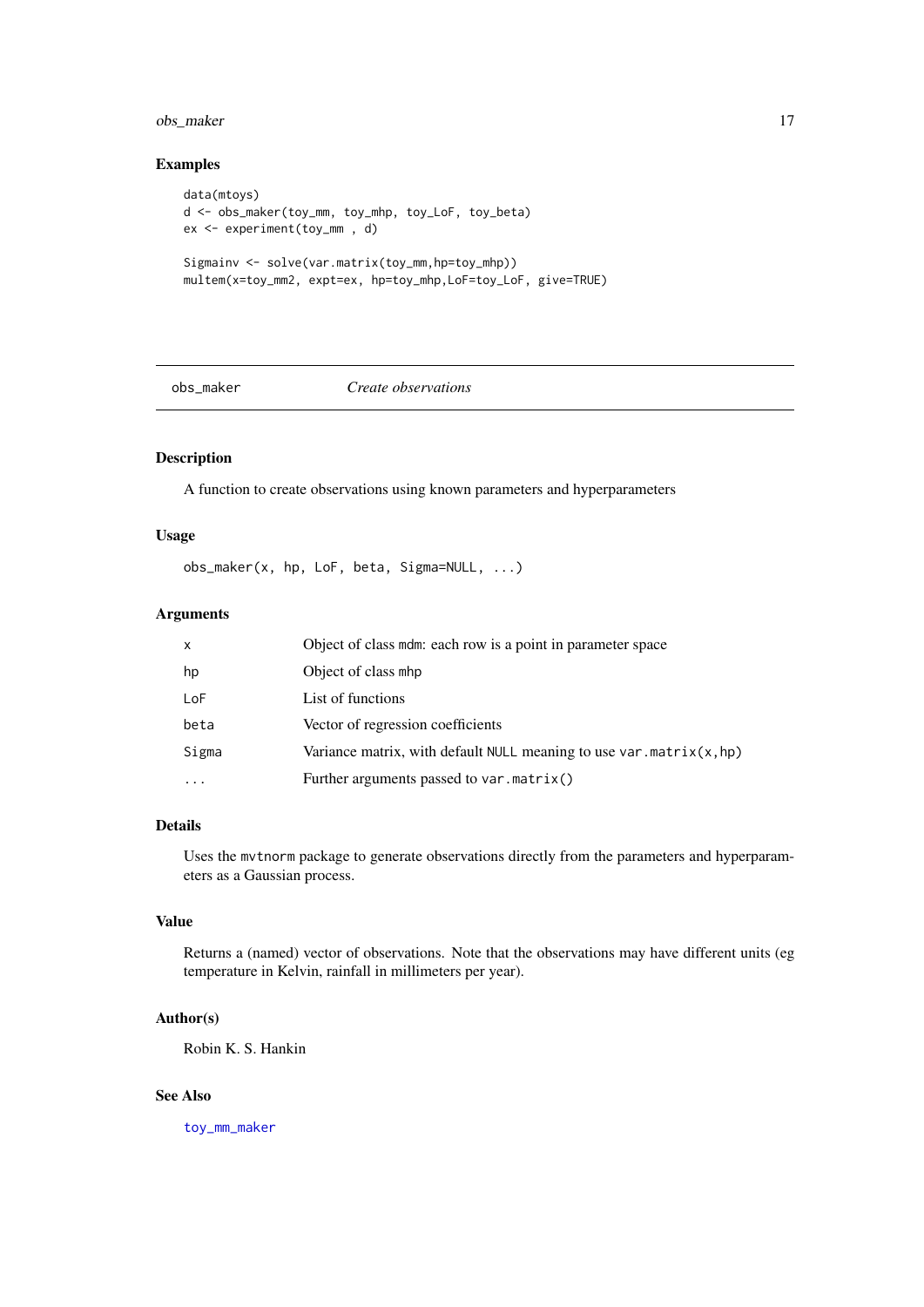### Examples

```
data(mtoys)
d <- obs_maker(toy_mm, toy_mhp, toy_LoF, toy_beta)
ex <- experiment(toy_mm , d)

Sigmainv <- solve(var.matrix(toy_mm,hp=toy_mhp))
multem(x=toy_mm2, expt=ex, hp=toy_mhp,LoF=toy_LoF, give=TRUE)
```

---

## obs_maker *Create observations*

### Description

A function to create observations using known parameters and hyperparameters

### Usage

```
obs_maker(x, hp, LoF, beta, Sigma=NULL, ...)
```

### Arguments

| | |
|---|---|
| `x` | Object of class `mdm`: each row is a point in parameter space |
| `hp` | Object of class `mhp` |
| `LoF` | List of functions |
| `beta` | Vector of regression coefficients |
| `Sigma` | Variance matrix, with default `NULL` meaning to use `var.matrix(x,hp)` |
| `...` | Further arguments passed to `var.matrix()` |

### Details

Uses the `mvtnorm` package to generate observations directly from the parameters and hyperparameters as a Gaussian process.

### Value

Returns a (named) vector of observations. Note that the observations may have different units (eg temperature in Kelvin, rainfall in millimeters per year).

### Author(s)

Robin K. S. Hankin

### See Also

`toy_mm_maker`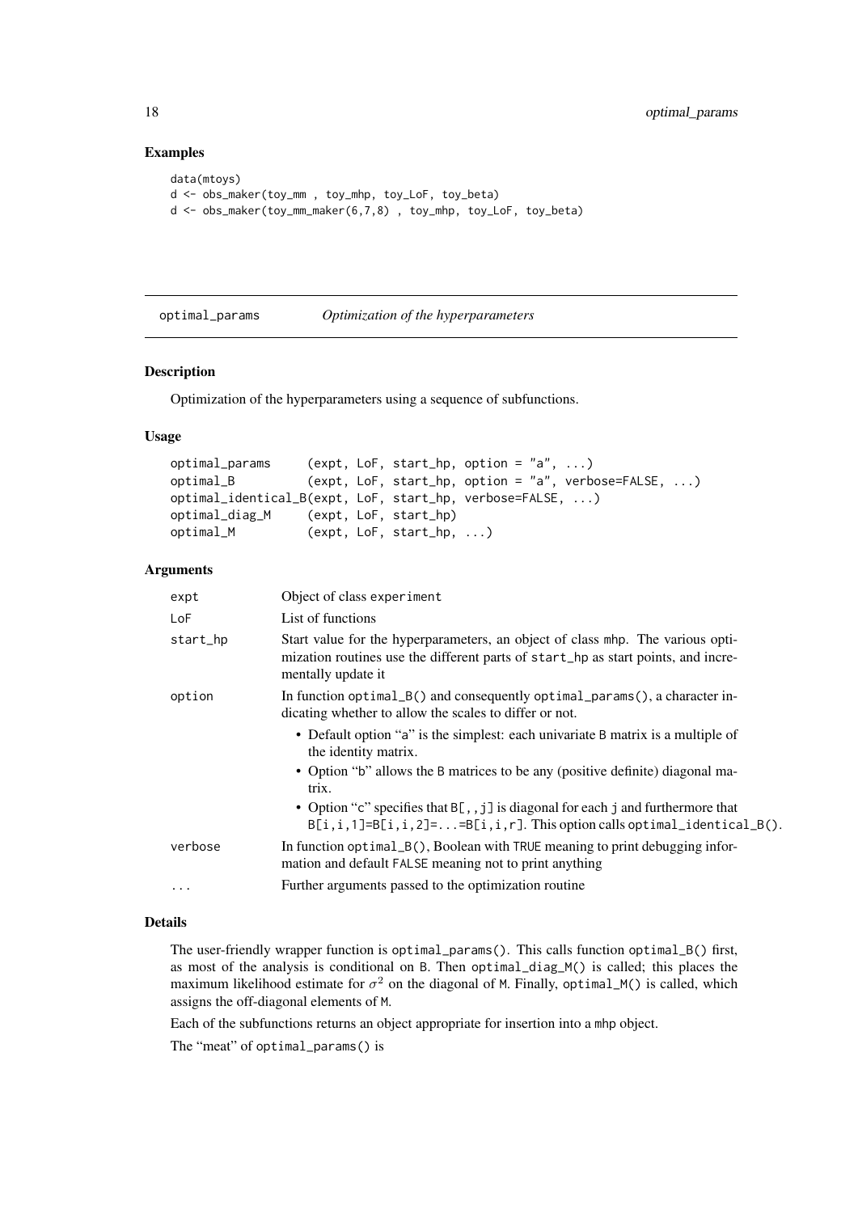### Examples

```
data(mtoys)
d <- obs_maker(toy_mm , toy_mhp, toy_LoF, toy_beta)
d <- obs_maker(toy_mm_maker(6,7,8) , toy_mhp, toy_LoF, toy_beta)
```

## optimal_params *Optimization of the hyperparameters*

### Description

Optimization of the hyperparameters using a sequence of subfunctions.

### Usage

```
optimal_params     (expt, LoF, start_hp, option = "a", ...)
optimal_B          (expt, LoF, start_hp, option = "a", verbose=FALSE, ...)
optimal_identical_B(expt, LoF, start_hp, verbose=FALSE, ...)
optimal_diag_M     (expt, LoF, start_hp)
optimal_M          (expt, LoF, start_hp, ...)
```

### Arguments

| | |
|---|---|
| `expt` | Object of class `experiment` |
| `LoF` | List of functions |
| `start_hp` | Start value for the hyperparameters, an object of class `mhp`. The various optimization routines use the different parts of `start_hp` as start points, and incrementally update it |
| `option` | In function `optimal_B()` and consequently `optimal_params()`, a character indicating whether to allow the scales to differ or not. • Default option "a" is the simplest: each univariate `B` matrix is a multiple of the identity matrix. • Option "b" allows the `B` matrices to be any (positive definite) diagonal matrix. • Option "c" specifies that `B[,,j]` is diagonal for each `j` and furthermore that `B[i,i,1]=B[i,i,2]=...=B[i,i,r]`. This option calls `optimal_identical_B()`. |
| `verbose` | In function `optimal_B()`, Boolean with `TRUE` meaning to print debugging information and default `FALSE` meaning not to print anything |
| `...` | Further arguments passed to the optimization routine |

### Details

The user-friendly wrapper function is `optimal_params()`. This calls function `optimal_B()` first, as most of the analysis is conditional on `B`. Then `optimal_diag_M()` is called; this places the maximum likelihood estimate for $\sigma^2$ on the diagonal of `M`. Finally, `optimal_M()` is called, which assigns the off-diagonal elements of `M`.

Each of the subfunctions returns an object appropriate for insertion into a `mhp` object.

The "meat" of `optimal_params()` is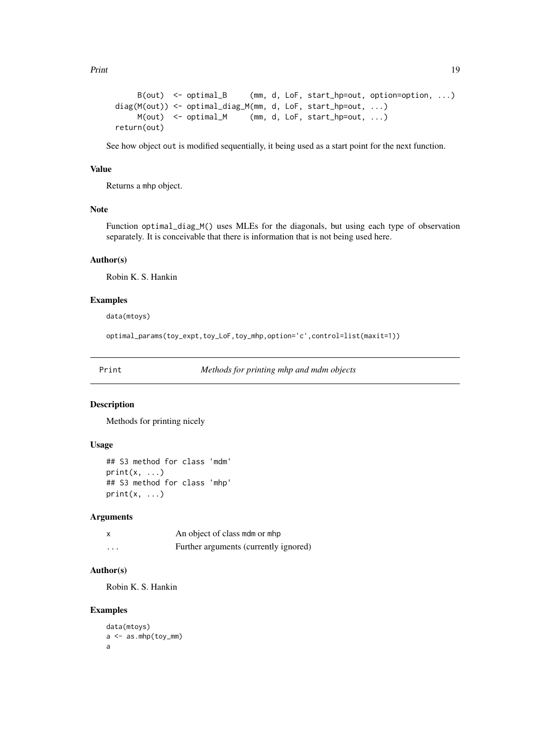```
      B(out)  <- optimal_B     (mm, d, LoF, start_hp=out, option=option, ...)
  diag(M(out)) <- optimal_diag_M(mm, d, LoF, start_hp=out, ...)
      M(out)  <- optimal_M     (mm, d, LoF, start_hp=out, ...)
  return(out)
```

See how object out is modified sequentially, it being used as a start point for the next function.

### Value

Returns a mhp object.

### Note

Function optimal_diag_M() uses MLEs for the diagonals, but using each type of observation separately. It is conceivable that there is information that is not being used here.

### Author(s)

Robin K. S. Hankin

### Examples

```
data(mtoys)

optimal_params(toy_expt,toy_LoF,toy_mhp,option='c',control=list(maxit=1))
```

---

## Print — *Methods for printing mhp and mdm objects*

### Description

Methods for printing nicely

### Usage

```
## S3 method for class 'mdm'
print(x, ...)
## S3 method for class 'mhp'
print(x, ...)
```

### Arguments

| | |
|---|---|
| x | An object of class mdm or mhp |
| ... | Further arguments (currently ignored) |

### Author(s)

Robin K. S. Hankin

### Examples

```
data(mtoys)
a <- as.mhp(toy_mm)
a
```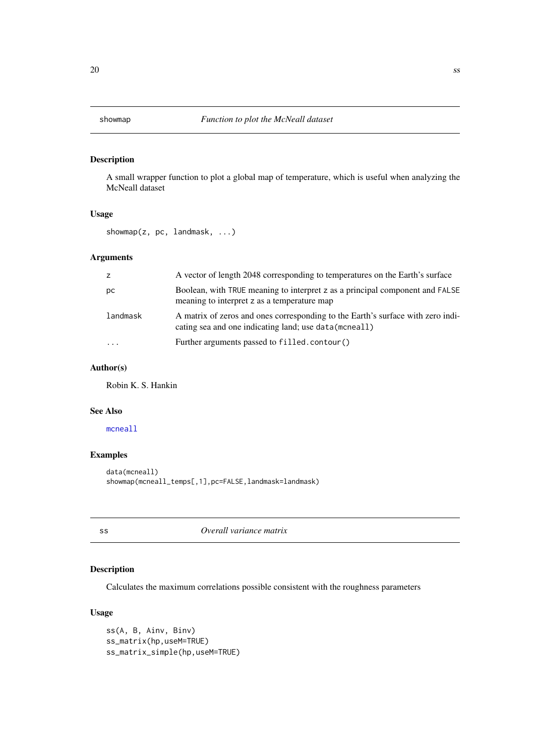## showmap — *Function to plot the McNeall dataset*

### Description

A small wrapper function to plot a global map of temperature, which is useful when analyzing the McNeall dataset

### Usage

```
showmap(z, pc, landmask, ...)
```

### Arguments

| | |
|---|---|
| `z` | A vector of length 2048 corresponding to temperatures on the Earth's surface |
| `pc` | Boolean, with `TRUE` meaning to interpret `z` as a principal component and `FALSE` meaning to interpret `z` as a temperature map |
| `landmask` | A matrix of zeros and ones corresponding to the Earth's surface with zero indicating sea and one indicating land; use `data(mcneall)` |
| `...` | Further arguments passed to `filled.contour()` |

### Author(s)

Robin K. S. Hankin

### See Also

`mcneall`

### Examples

```
data(mcneall)
showmap(mcneall_temps[,1],pc=FALSE,landmask=landmask)
```

## ss — *Overall variance matrix*

### Description

Calculates the maximum correlations possible consistent with the roughness parameters

### Usage

```
ss(A, B, Ainv, Binv)
ss_matrix(hp,useM=TRUE)
ss_matrix_simple(hp,useM=TRUE)
```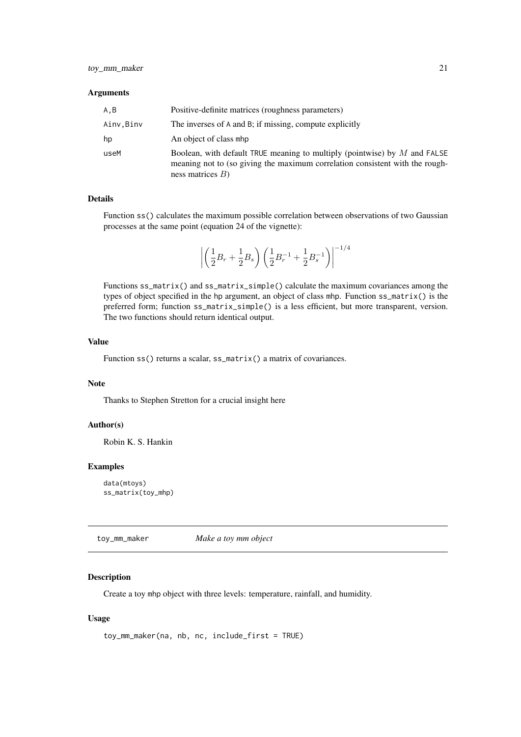## Arguments

| | |
|---|---|
| A,B | Positive-definite matrices (roughness parameters) |
| Ainv,Binv | The inverses of A and B; if missing, compute explicitly |
| hp | An object of class mhp |
| useM | Boolean, with default TRUE meaning to multiply (pointwise) by $M$ and FALSE meaning not to (so giving the maximum correlation consistent with the roughness matrices $B$) |

## Details

Function ss() calculates the maximum possible correlation between observations of two Gaussian processes at the same point (equation 24 of the vignette):

$$\left|\left(\frac{1}{2}B_r + \frac{1}{2}B_s\right)\left(\frac{1}{2}B_r^{-1} + \frac{1}{2}B_s^{-1}\right)\right|^{-1/4}$$

Functions ss_matrix() and ss_matrix_simple() calculate the maximum covariances among the types of object specified in the hp argument, an object of class mhp. Function ss_matrix() is the preferred form; function ss_matrix_simple() is a less efficient, but more transparent, version. The two functions should return identical output.

## Value

Function ss() returns a scalar, ss_matrix() a matrix of covariances.

## Note

Thanks to Stephen Stretton for a crucial insight here

## Author(s)

Robin K. S. Hankin

## Examples

```
data(mtoys)
ss_matrix(toy_mhp)
```

---

# toy_mm_maker — *Make a toy mm object*

## Description

Create a toy mhp object with three levels: temperature, rainfall, and humidity.

## Usage

```
toy_mm_maker(na, nb, nc, include_first = TRUE)
```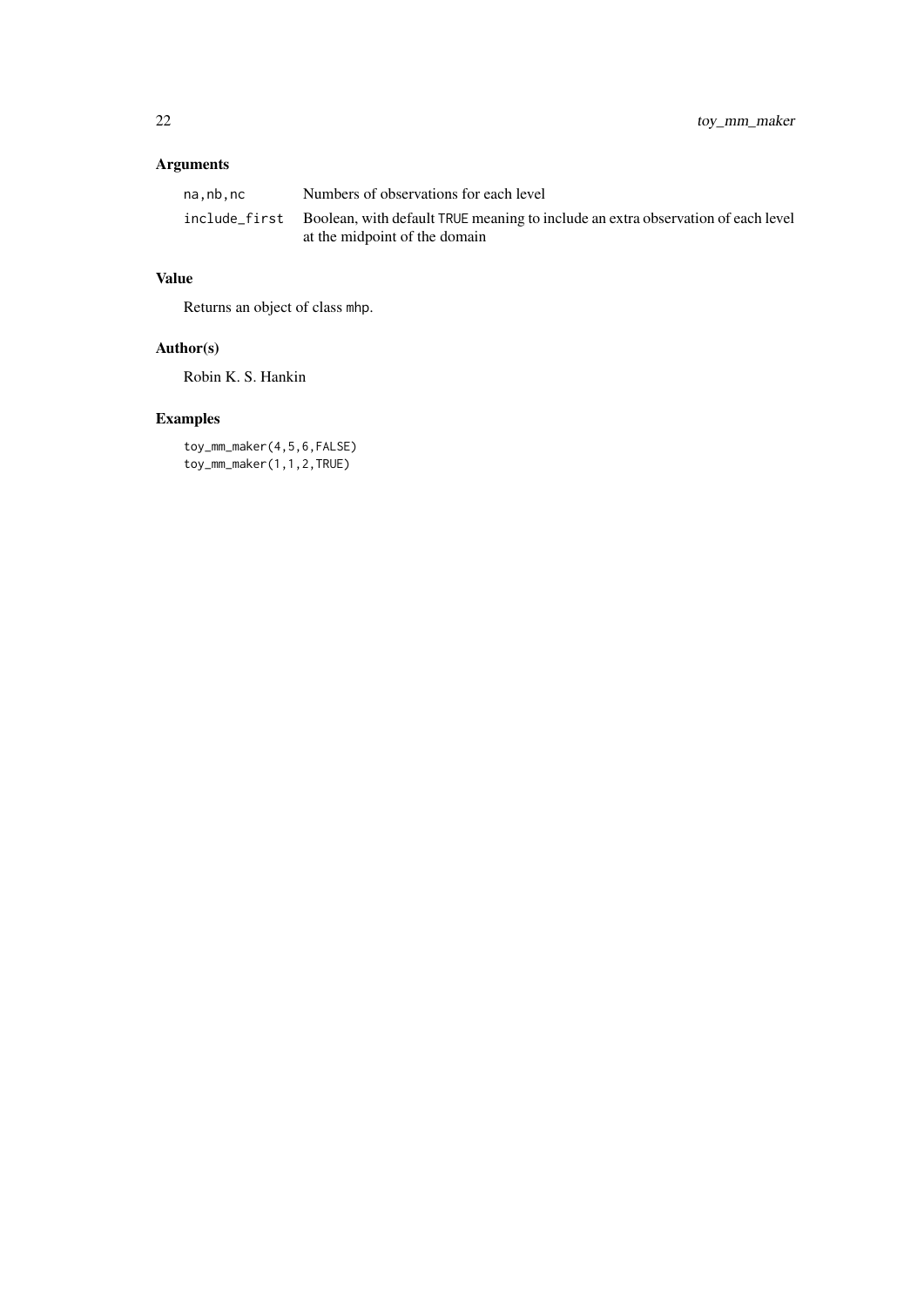## Arguments

| | |
|---|---|
| `na,nb,nc` | Numbers of observations for each level |
| `include_first` | Boolean, with default `TRUE` meaning to include an extra observation of each level at the midpoint of the domain |

## Value

Returns an object of class `mhp`.

## Author(s)

Robin K. S. Hankin

## Examples

```
toy_mm_maker(4,5,6,FALSE)
toy_mm_maker(1,1,2,TRUE)
```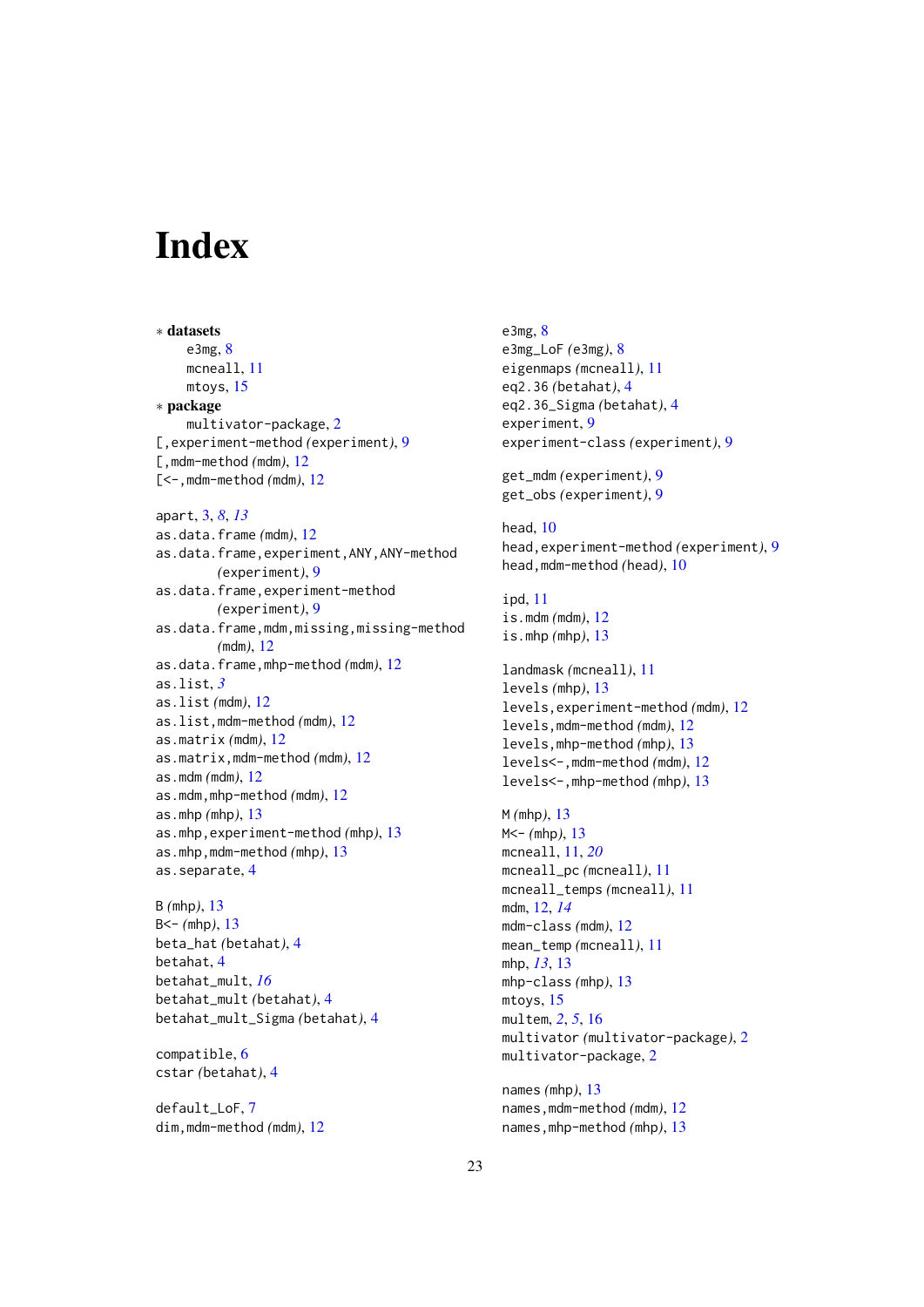# Index

∗ **datasets**

  e3mg, 8
  mcneall, 11
  mtoys, 15

∗ **package**

  multivator-package, 2

[,experiment-method *(*experiment*)*, 9
[,mdm-method *(*mdm*)*, 12
[<-,mdm-method *(*mdm*)*, 12

apart, 3, *8*, *13*
as.data.frame *(*mdm*)*, 12
as.data.frame,experiment,ANY,ANY-method *(*experiment*)*, 9
as.data.frame,experiment-method *(*experiment*)*, 9
as.data.frame,mdm,missing,missing-method *(*mdm*)*, 12
as.data.frame,mhp-method *(*mdm*)*, 12
as.list, *3*
as.list *(*mdm*)*, 12
as.list,mdm-method *(*mdm*)*, 12
as.matrix *(*mdm*)*, 12
as.matrix,mdm-method *(*mdm*)*, 12
as.mdm *(*mdm*)*, 12
as.mdm,mhp-method *(*mdm*)*, 12
as.mhp *(*mhp*)*, 13
as.mhp,experiment-method *(*mhp*)*, 13
as.mhp,mdm-method *(*mhp*)*, 13
as.separate, 4

B *(*mhp*)*, 13
B<- *(*mhp*)*, 13
beta_hat *(*betahat*)*, 4
betahat, 4
betahat_mult, *16*
betahat_mult *(*betahat*)*, 4
betahat_mult_Sigma *(*betahat*)*, 4

compatible, 6
cstar *(*betahat*)*, 4

default_LoF, 7
dim,mdm-method *(*mdm*)*, 12

e3mg, 8
e3mg_LoF *(*e3mg*)*, 8
eigenmaps *(*mcneall*)*, 11
eq2.36 *(*betahat*)*, 4
eq2.36_Sigma *(*betahat*)*, 4
experiment, 9
experiment-class *(*experiment*)*, 9

get_mdm *(*experiment*)*, 9
get_obs *(*experiment*)*, 9

head, 10
head,experiment-method *(*experiment*)*, 9
head,mdm-method *(*head*)*, 10

ipd, 11
is.mdm *(*mdm*)*, 12
is.mhp *(*mhp*)*, 13

landmask *(*mcneall*)*, 11
levels *(*mhp*)*, 13
levels,experiment-method *(*mdm*)*, 12
levels,mdm-method *(*mdm*)*, 12
levels,mhp-method *(*mhp*)*, 13
levels<-,mdm-method *(*mdm*)*, 12
levels<-,mhp-method *(*mhp*)*, 13

M *(*mhp*)*, 13
M<- *(*mhp*)*, 13
mcneall, 11, *20*
mcneall_pc *(*mcneall*)*, 11
mcneall_temps *(*mcneall*)*, 11
mdm, 12, *14*
mdm-class *(*mdm*)*, 12
mean_temp *(*mcneall*)*, 11
mhp, *13*, 13
mhp-class *(*mhp*)*, 13
mtoys, 15
multem, *2*, *5*, 16
multivator *(*multivator-package*)*, 2
multivator-package, 2

names *(*mhp*)*, 13
names,mdm-method *(*mdm*)*, 12
names,mhp-method *(*mhp*)*, 13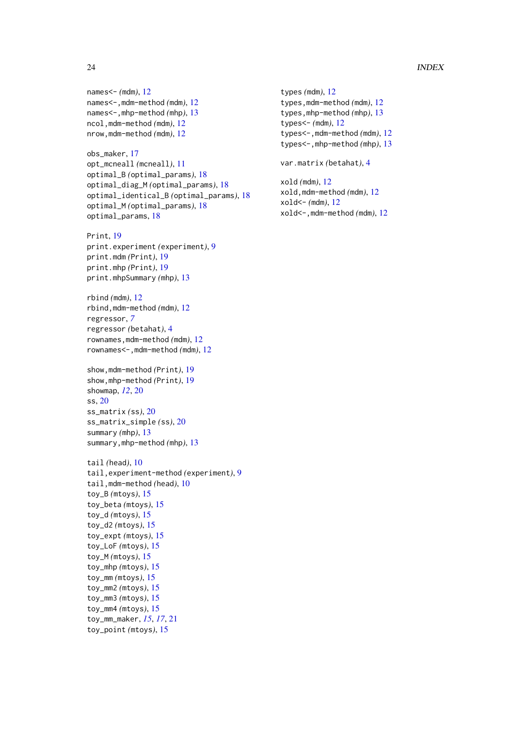names<- (mdm), 12
names<-,mdm-method (mdm), 12
names<-,mhp-method (mhp), 13
ncol,mdm-method (mdm), 12
nrow,mdm-method (mdm), 12

obs_maker, 17
opt_mcneall (mcneall), 11
optimal_B (optimal_params), 18
optimal_diag_M (optimal_params), 18
optimal_identical_B (optimal_params), 18
optimal_M (optimal_params), 18
optimal_params, 18

Print, 19
print.experiment (experiment), 9
print.mdm (Print), 19
print.mhp (Print), 19
print.mhpSummary (mhp), 13

rbind (mdm), 12
rbind,mdm-method (mdm), 12
regressor, *7*
regressor (betahat), 4
rownames,mdm-method (mdm), 12
rownames<-,mdm-method (mdm), 12

show,mdm-method (Print), 19
show,mhp-method (Print), 19
showmap, *12*, 20
ss, 20
ss_matrix (ss), 20
ss_matrix_simple (ss), 20
summary (mhp), 13
summary,mhp-method (mhp), 13

tail (head), 10
tail,experiment-method (experiment), 9
tail,mdm-method (head), 10
toy_B (mtoys), 15
toy_beta (mtoys), 15
toy_d (mtoys), 15
toy_d2 (mtoys), 15
toy_expt (mtoys), 15
toy_LoF (mtoys), 15
toy_M (mtoys), 15
toy_mhp (mtoys), 15
toy_mm (mtoys), 15
toy_mm2 (mtoys), 15
toy_mm3 (mtoys), 15
toy_mm4 (mtoys), 15
toy_mm_maker, *15*, *17*, 21
toy_point (mtoys), 15

types (mdm), 12
types,mdm-method (mdm), 12
types,mhp-method (mhp), 13
types<- (mdm), 12
types<-,mdm-method (mdm), 12
types<-,mhp-method (mhp), 13

var.matrix (betahat), 4

xold (mdm), 12
xold,mdm-method (mdm), 12
xold<- (mdm), 12
xold<-,mdm-method (mdm), 12